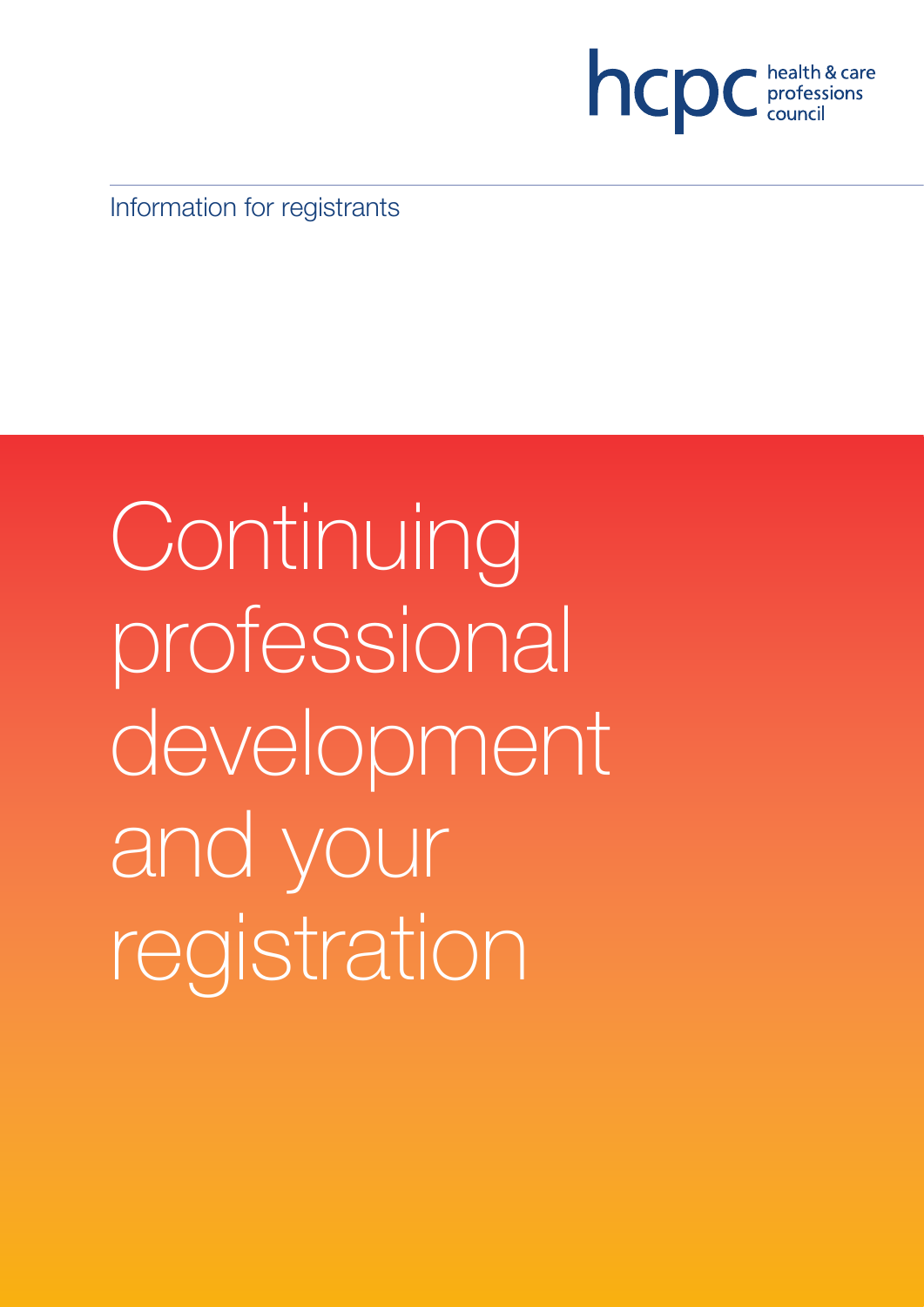hcpc health & care professions council

Information for registrants

# Continuing professional development and your registration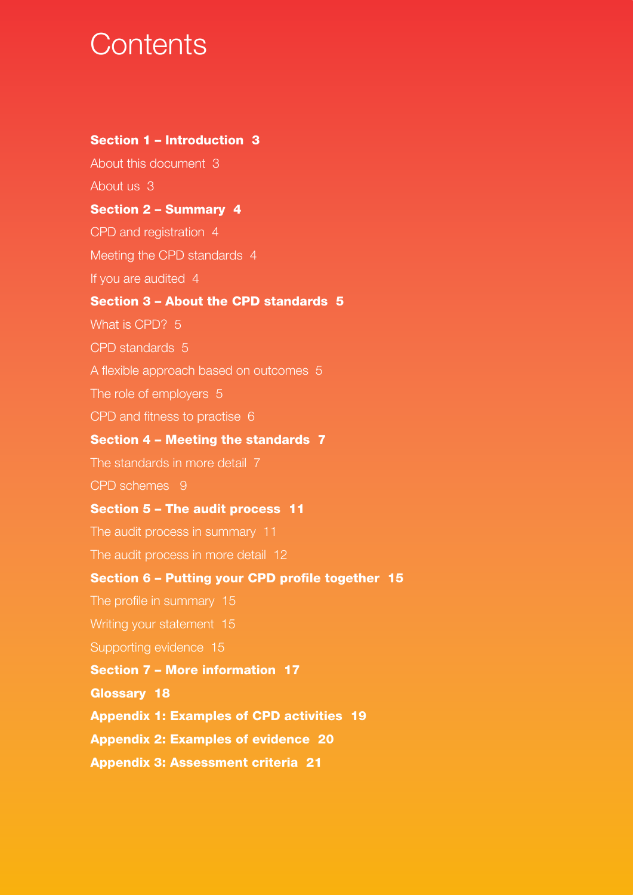# Contents

**Section 1 – Introduction 3**

About this document 3

About us 3

**Section 2 – Summary 4**

CPD and registration 4

Meeting the CPD standards 4

If you are audited 4

**Section 3 – About the CPD standards 5**

What is CPD? 5

CPD standards 5

A flexible approach based on outcomes 5

The role of employers 5

CPD and fitness to practise 6

**Section 4 – Meeting the standards 7**

The standards in more detail 7

CPD schemes 9

**Section 5 – The audit process 11**

The audit process in summary 11

The audit process in more detail 12

**Section 6 – Putting your CPD profile together 15**

The profile in summary 15

Writing your statement 15

Supporting evidence 15

**Section 7 – More information 17**

**Glossary 18**

**Appendix 1: Examples of CPD activities 19**

**Appendix 2: Examples of evidence 20**

**Appendix 3: Assessment criteria 21**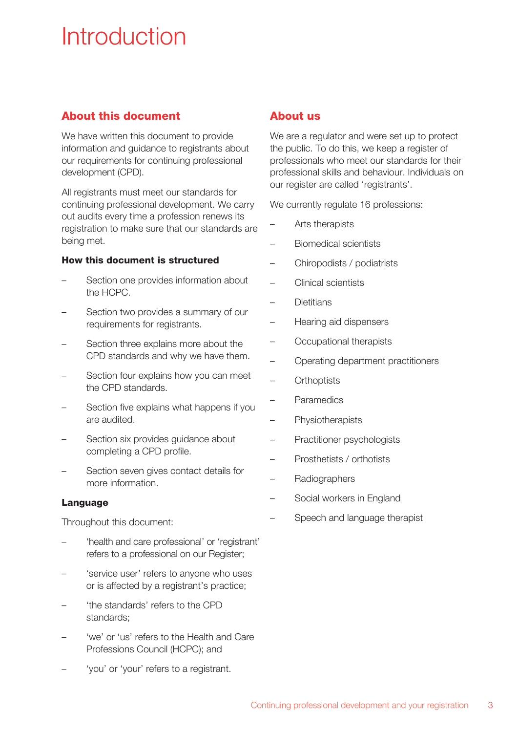# Introduction

## About this document

We have written this document to provide information and guidance to registrants about our requirements for continuing professional development (CPD).

All registrants must meet our standards for continuing professional development. We carry out audits every time a profession renews its registration to make sure that our standards are being met.

### How this document is structured

- Section one provides information about the HCPC.
- Section two provides a summary of our requirements for registrants.
- Section three explains more about the CPD standards and why we have them.
- Section four explains how you can meet the CPD standards.
- Section five explains what happens if you are audited.
- Section six provides guidance about completing a CPD profile.
- Section seven gives contact details for more information.

### Language

Throughout this document:

- 'health and care professional' or 'registrant' refers to a professional on our Register;
- 'service user' refers to anyone who uses or is affected by a registrant's practice;
- 'the standards' refers to the CPD standards;
- 'we' or 'us' refers to the Health and Care Professions Council (HCPC); and
- 'you' or 'your' refers to a registrant.

## About us

We are a regulator and were set up to protect the public. To do this, we keep a register of professionals who meet our standards for their professional skills and behaviour. Individuals on our register are called 'registrants'.

We currently regulate 16 professions:

- Arts therapists
- Biomedical scientists
- Chiropodists / podiatrists
- Clinical scientists
- Dietitians
- Hearing aid dispensers
- Occupational therapists
- Operating department practitioners
- Orthoptists
- Paramedics
- Physiotherapists
- Practitioner psychologists
- Prosthetists / orthotists
- Radiographers
- Social workers in England
- Speech and language therapist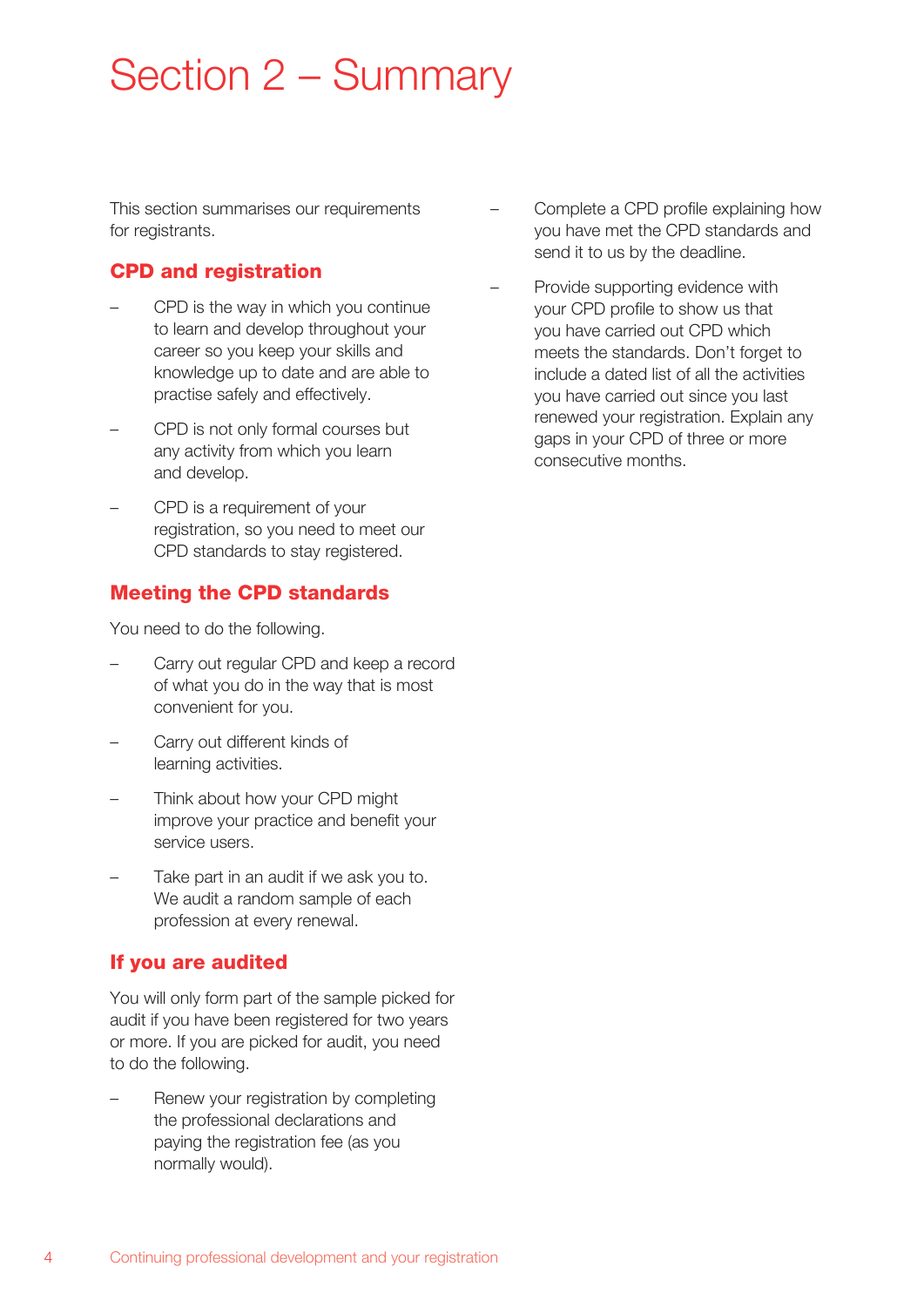# Section 2 – Summary

This section summarises our requirements for registrants.

## CPD and registration

- CPD is the way in which you continue to learn and develop throughout your career so you keep your skills and knowledge up to date and are able to practise safely and effectively.
- CPD is not only formal courses but any activity from which you learn and develop.
- CPD is a requirement of your registration, so you need to meet our CPD standards to stay registered.

## Meeting the CPD standards

You need to do the following.

- Carry out regular CPD and keep a record of what you do in the way that is most convenient for you.
- Carry out different kinds of learning activities.
- Think about how your CPD might improve your practice and benefit your service users.
- Take part in an audit if we ask you to. We audit a random sample of each profession at every renewal.

## If you are audited

You will only form part of the sample picked for audit if you have been registered for two years or more. If you are picked for audit, you need to do the following.

- Renew your registration by completing the professional declarations and paying the registration fee (as you normally would).
- Complete a CPD profile explaining how you have met the CPD standards and send it to us by the deadline.
- Provide supporting evidence with your CPD profile to show us that you have carried out CPD which meets the standards. Don't forget to include a dated list of all the activities you have carried out since you last renewed your registration. Explain any gaps in your CPD of three or more consecutive months.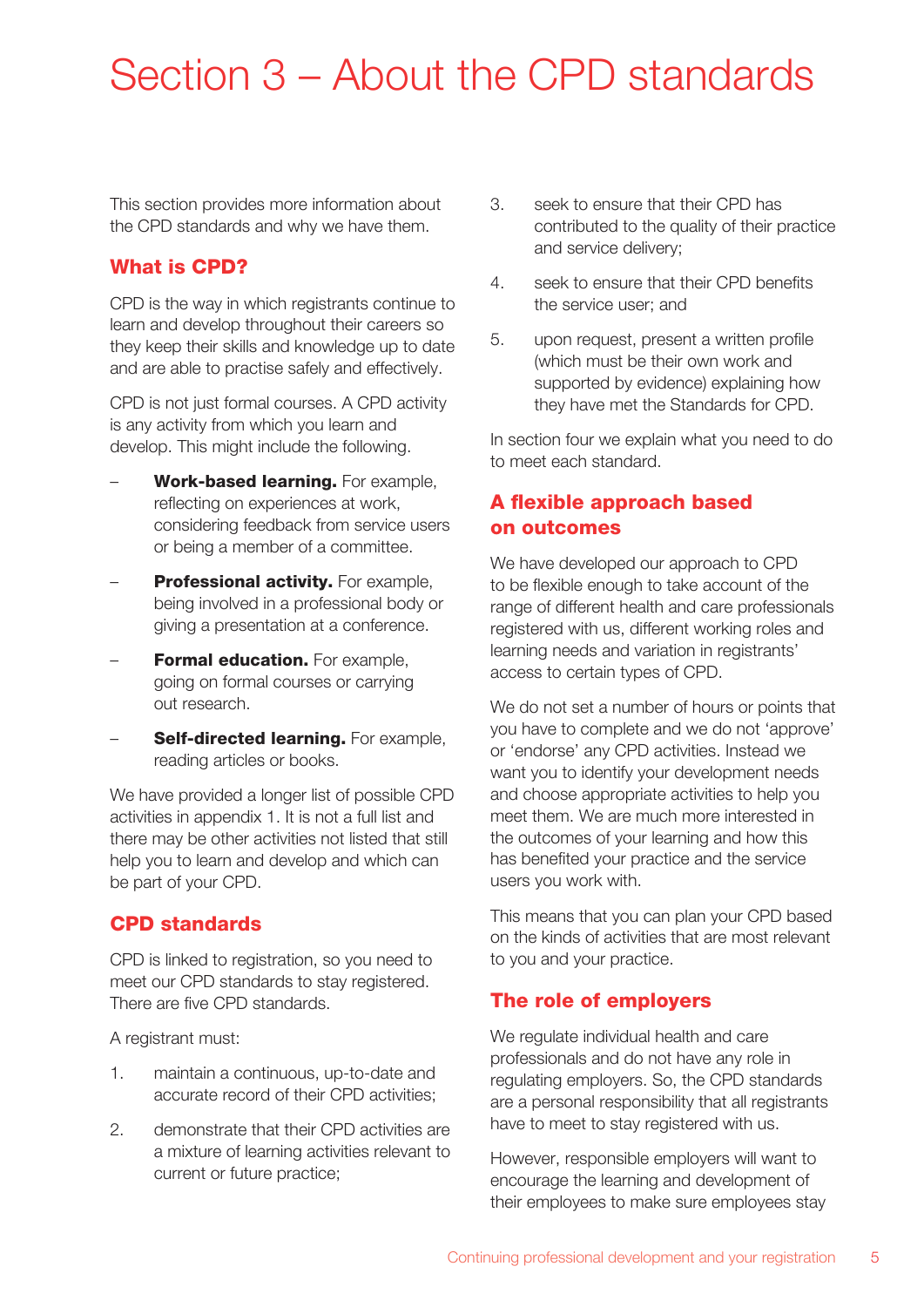# Section 3 – About the CPD standards

This section provides more information about the CPD standards and why we have them.

## What is CPD?

CPD is the way in which registrants continue to learn and develop throughout their careers so they keep their skills and knowledge up to date and are able to practise safely and effectively.

CPD is not just formal courses. A CPD activity is any activity from which you learn and develop. This might include the following.

- **Work-based learning.** For example, reflecting on experiences at work, considering feedback from service users or being a member of a committee.
- **Professional activity.** For example, being involved in a professional body or giving a presentation at a conference.
- **Formal education.** For example, going on formal courses or carrying out research.
- **Self-directed learning.** For example, reading articles or books.

We have provided a longer list of possible CPD activities in appendix 1. It is not a full list and there may be other activities not listed that still help you to learn and develop and which can be part of your CPD.

## CPD standards

CPD is linked to registration, so you need to meet our CPD standards to stay registered. There are five CPD standards.

A registrant must:

1. maintain a continuous, up-to-date and accurate record of their CPD activities;
2. demonstrate that their CPD activities are a mixture of learning activities relevant to current or future practice;
3. seek to ensure that their CPD has contributed to the quality of their practice and service delivery;
4. seek to ensure that their CPD benefits the service user; and
5. upon request, present a written profile (which must be their own work and supported by evidence) explaining how they have met the Standards for CPD.

In section four we explain what you need to do to meet each standard.

## A flexible approach based on outcomes

We have developed our approach to CPD to be flexible enough to take account of the range of different health and care professionals registered with us, different working roles and learning needs and variation in registrants' access to certain types of CPD.

We do not set a number of hours or points that you have to complete and we do not 'approve' or 'endorse' any CPD activities. Instead we want you to identify your development needs and choose appropriate activities to help you meet them. We are much more interested in the outcomes of your learning and how this has benefited your practice and the service users you work with.

This means that you can plan your CPD based on the kinds of activities that are most relevant to you and your practice.

## The role of employers

We regulate individual health and care professionals and do not have any role in regulating employers. So, the CPD standards are a personal responsibility that all registrants have to meet to stay registered with us.

However, responsible employers will want to encourage the learning and development of their employees to make sure employees stay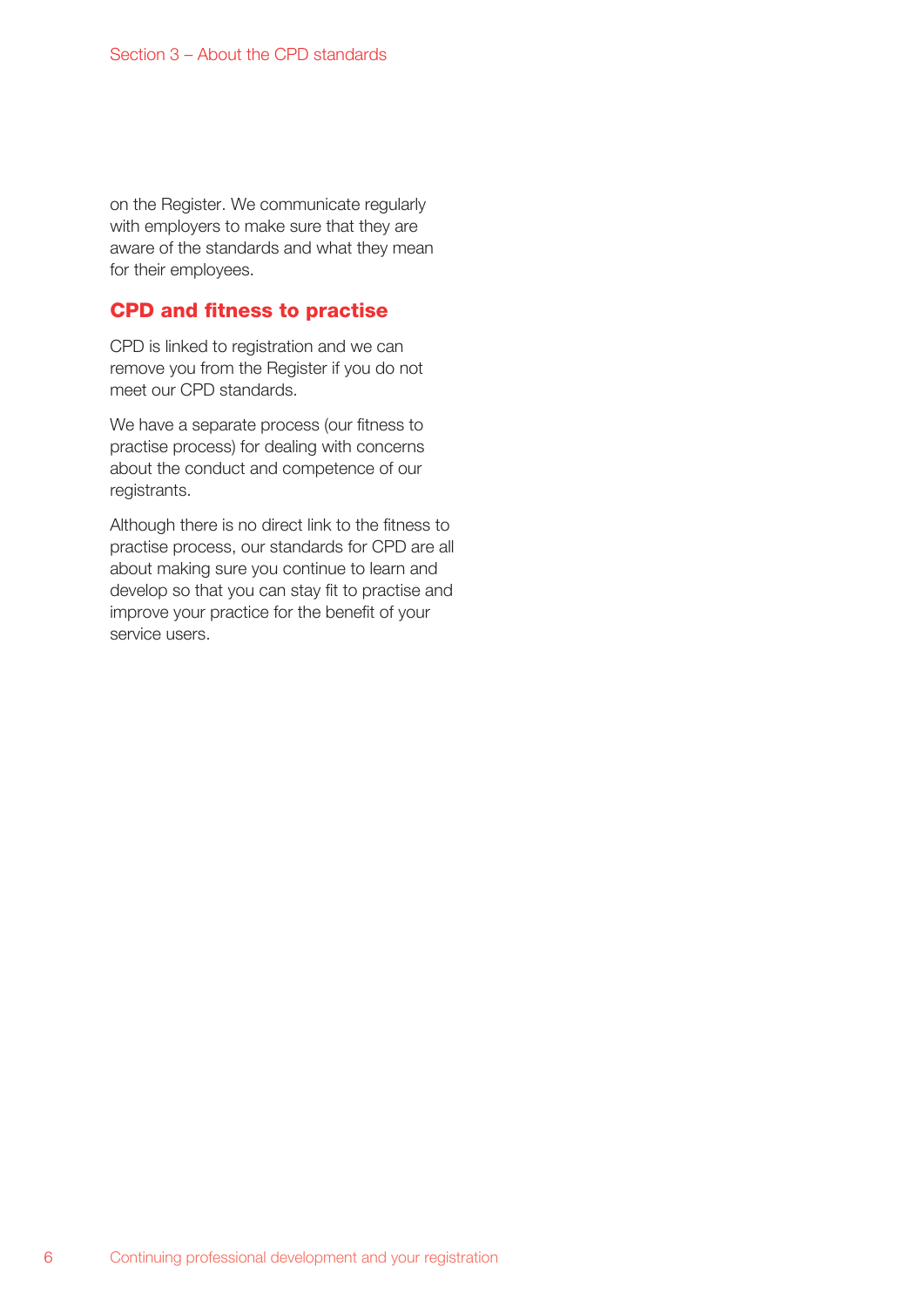on the Register. We communicate regularly with employers to make sure that they are aware of the standards and what they mean for their employees.

## CPD and fitness to practise

CPD is linked to registration and we can remove you from the Register if you do not meet our CPD standards.

We have a separate process (our fitness to practise process) for dealing with concerns about the conduct and competence of our registrants.

Although there is no direct link to the fitness to practise process, our standards for CPD are all about making sure you continue to learn and develop so that you can stay fit to practise and improve your practice for the benefit of your service users.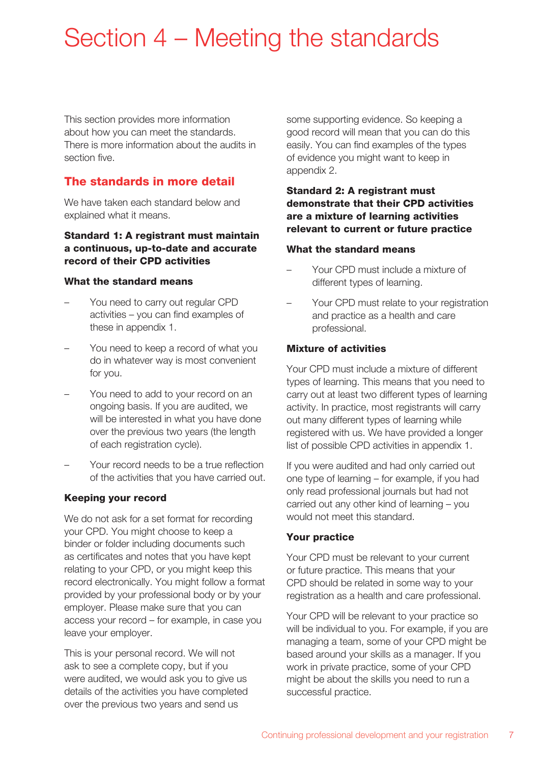# Section 4 – Meeting the standards

This section provides more information about how you can meet the standards. There is more information about the audits in section five.

## The standards in more detail

We have taken each standard below and explained what it means.

### Standard 1: A registrant must maintain a continuous, up-to-date and accurate record of their CPD activities

#### What the standard means

- You need to carry out regular CPD activities – you can find examples of these in appendix 1.
- You need to keep a record of what you do in whatever way is most convenient for you.
- You need to add to your record on an ongoing basis. If you are audited, we will be interested in what you have done over the previous two years (the length of each registration cycle).
- Your record needs to be a true reflection of the activities that you have carried out.

#### Keeping your record

We do not ask for a set format for recording your CPD. You might choose to keep a binder or folder including documents such as certificates and notes that you have kept relating to your CPD, or you might keep this record electronically. You might follow a format provided by your professional body or by your employer. Please make sure that you can access your record – for example, in case you leave your employer.

This is your personal record. We will not ask to see a complete copy, but if you were audited, we would ask you to give us details of the activities you have completed over the previous two years and send us some supporting evidence. So keeping a good record will mean that you can do this easily. You can find examples of the types of evidence you might want to keep in appendix 2.

### Standard 2: A registrant must demonstrate that their CPD activities are a mixture of learning activities relevant to current or future practice

#### What the standard means

- Your CPD must include a mixture of different types of learning.
- Your CPD must relate to your registration and practice as a health and care professional.

#### Mixture of activities

Your CPD must include a mixture of different types of learning. This means that you need to carry out at least two different types of learning activity. In practice, most registrants will carry out many different types of learning while registered with us. We have provided a longer list of possible CPD activities in appendix 1.

If you were audited and had only carried out one type of learning – for example, if you had only read professional journals but had not carried out any other kind of learning – you would not meet this standard.

#### Your practice

Your CPD must be relevant to your current or future practice. This means that your CPD should be related in some way to your registration as a health and care professional.

Your CPD will be relevant to your practice so will be individual to you. For example, if you are managing a team, some of your CPD might be based around your skills as a manager. If you work in private practice, some of your CPD might be about the skills you need to run a successful practice.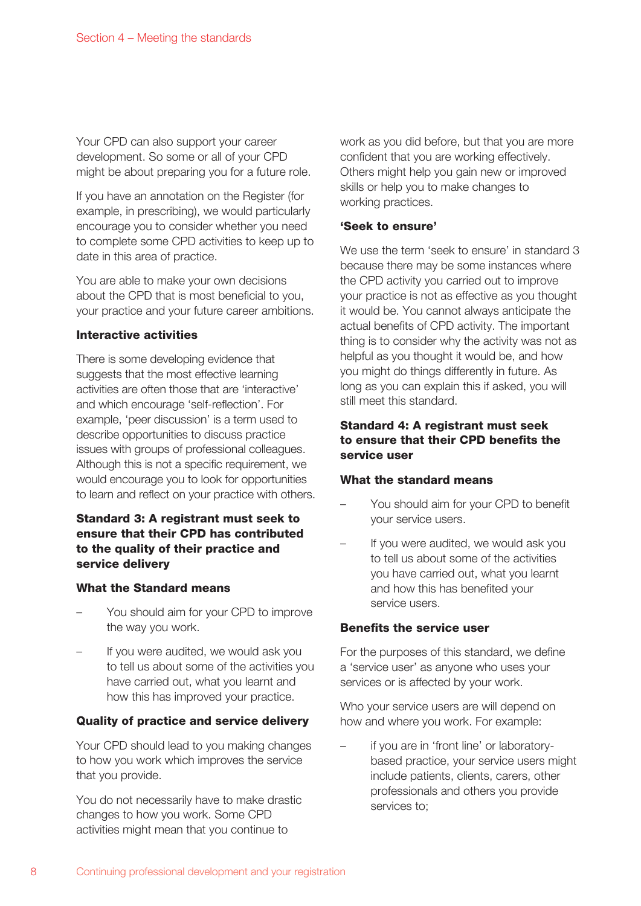Your CPD can also support your career development. So some or all of your CPD might be about preparing you for a future role.

If you have an annotation on the Register (for example, in prescribing), we would particularly encourage you to consider whether you need to complete some CPD activities to keep up to date in this area of practice.

You are able to make your own decisions about the CPD that is most beneficial to you, your practice and your future career ambitions.

#### Interactive activities

There is some developing evidence that suggests that the most effective learning activities are often those that are 'interactive' and which encourage 'self-reflection'. For example, 'peer discussion' is a term used to describe opportunities to discuss practice issues with groups of professional colleagues. Although this is not a specific requirement, we would encourage you to look for opportunities to learn and reflect on your practice with others.

### Standard 3: A registrant must seek to ensure that their CPD has contributed to the quality of their practice and service delivery

#### What the Standard means

- You should aim for your CPD to improve the way you work.
- If you were audited, we would ask you to tell us about some of the activities you have carried out, what you learnt and how this has improved your practice.

#### Quality of practice and service delivery

Your CPD should lead to you making changes to how you work which improves the service that you provide.

You do not necessarily have to make drastic changes to how you work. Some CPD activities might mean that you continue to work as you did before, but that you are more confident that you are working effectively. Others might help you gain new or improved skills or help you to make changes to working practices.

#### 'Seek to ensure'

We use the term 'seek to ensure' in standard 3 because there may be some instances where the CPD activity you carried out to improve your practice is not as effective as you thought it would be. You cannot always anticipate the actual benefits of CPD activity. The important thing is to consider why the activity was not as helpful as you thought it would be, and how you might do things differently in future. As long as you can explain this if asked, you will still meet this standard.

### Standard 4: A registrant must seek to ensure that their CPD benefits the service user

#### What the standard means

- You should aim for your CPD to benefit your service users.
- If you were audited, we would ask you to tell us about some of the activities you have carried out, what you learnt and how this has benefited your service users.

#### Benefits the service user

For the purposes of this standard, we define a 'service user' as anyone who uses your services or is affected by your work.

Who your service users are will depend on how and where you work. For example:

- if you are in 'front line' or laboratory-based practice, your service users might include patients, clients, carers, other professionals and others you provide services to;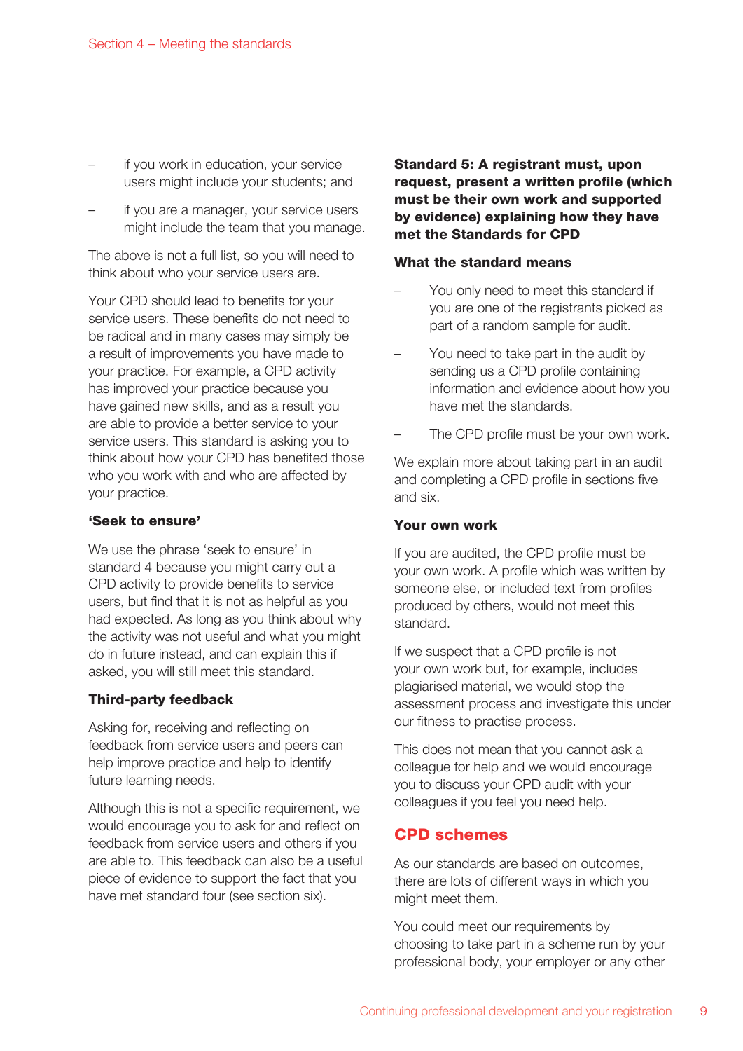- if you work in education, your service users might include your students; and
- if you are a manager, your service users might include the team that you manage.

The above is not a full list, so you will need to think about who your service users are.

Your CPD should lead to benefits for your service users. These benefits do not need to be radical and in many cases may simply be a result of improvements you have made to your practice. For example, a CPD activity has improved your practice because you have gained new skills, and as a result you are able to provide a better service to your service users. This standard is asking you to think about how your CPD has benefited those who you work with and who are affected by your practice.

#### 'Seek to ensure'

We use the phrase 'seek to ensure' in standard 4 because you might carry out a CPD activity to provide benefits to service users, but find that it is not as helpful as you had expected. As long as you think about why the activity was not useful and what you might do in future instead, and can explain this if asked, you will still meet this standard.

#### Third-party feedback

Asking for, receiving and reflecting on feedback from service users and peers can help improve practice and help to identify future learning needs.

Although this is not a specific requirement, we would encourage you to ask for and reflect on feedback from service users and others if you are able to. This feedback can also be a useful piece of evidence to support the fact that you have met standard four (see section six).

### Standard 5: A registrant must, upon request, present a written profile (which must be their own work and supported by evidence) explaining how they have met the Standards for CPD

#### What the standard means

- You only need to meet this standard if you are one of the registrants picked as part of a random sample for audit.
- You need to take part in the audit by sending us a CPD profile containing information and evidence about how you have met the standards.
- The CPD profile must be your own work.

We explain more about taking part in an audit and completing a CPD profile in sections five and six.

#### Your own work

If you are audited, the CPD profile must be your own work. A profile which was written by someone else, or included text from profiles produced by others, would not meet this standard.

If we suspect that a CPD profile is not your own work but, for example, includes plagiarised material, we would stop the assessment process and investigate this under our fitness to practise process.

This does not mean that you cannot ask a colleague for help and we would encourage you to discuss your CPD audit with your colleagues if you feel you need help.

## CPD schemes

As our standards are based on outcomes, there are lots of different ways in which you might meet them.

You could meet our requirements by choosing to take part in a scheme run by your professional body, your employer or any other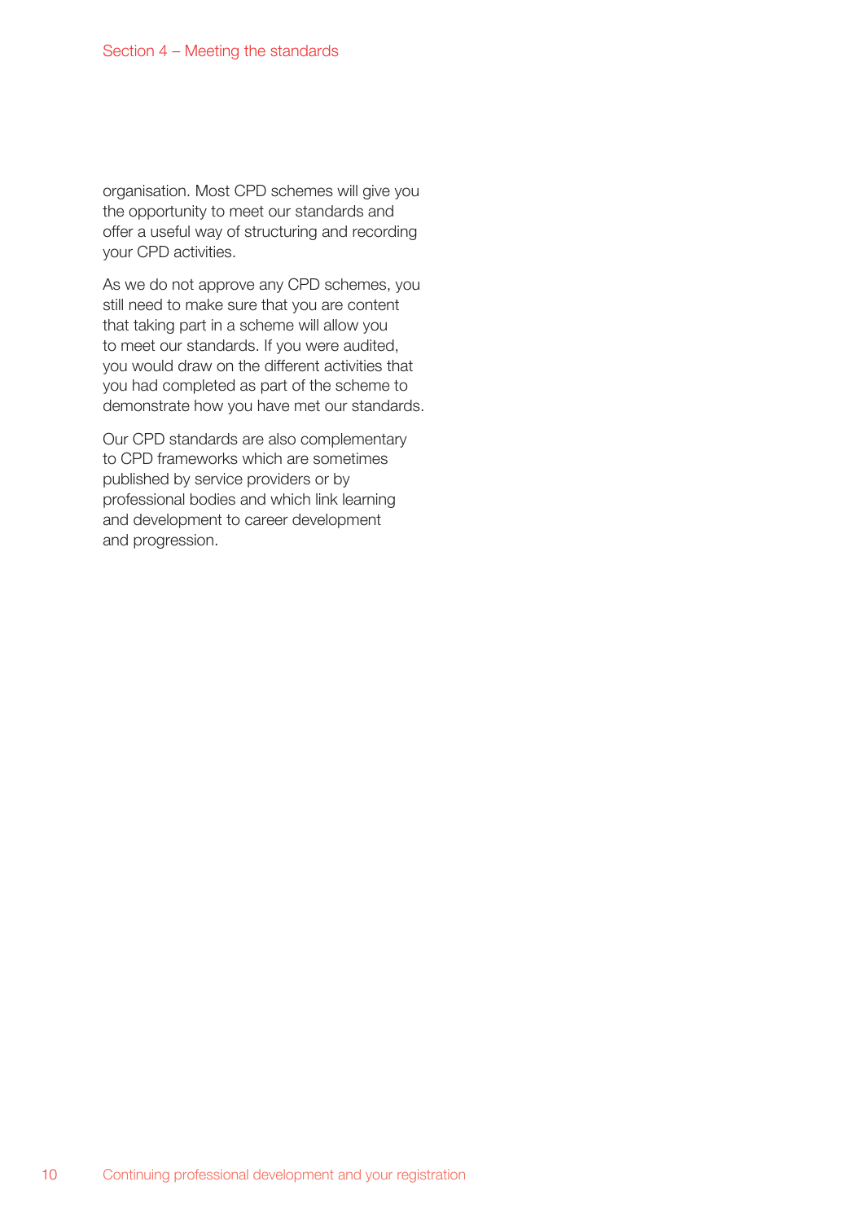organisation. Most CPD schemes will give you the opportunity to meet our standards and offer a useful way of structuring and recording your CPD activities.

As we do not approve any CPD schemes, you still need to make sure that you are content that taking part in a scheme will allow you to meet our standards. If you were audited, you would draw on the different activities that you had completed as part of the scheme to demonstrate how you have met our standards.

Our CPD standards are also complementary to CPD frameworks which are sometimes published by service providers or by professional bodies and which link learning and development to career development and progression.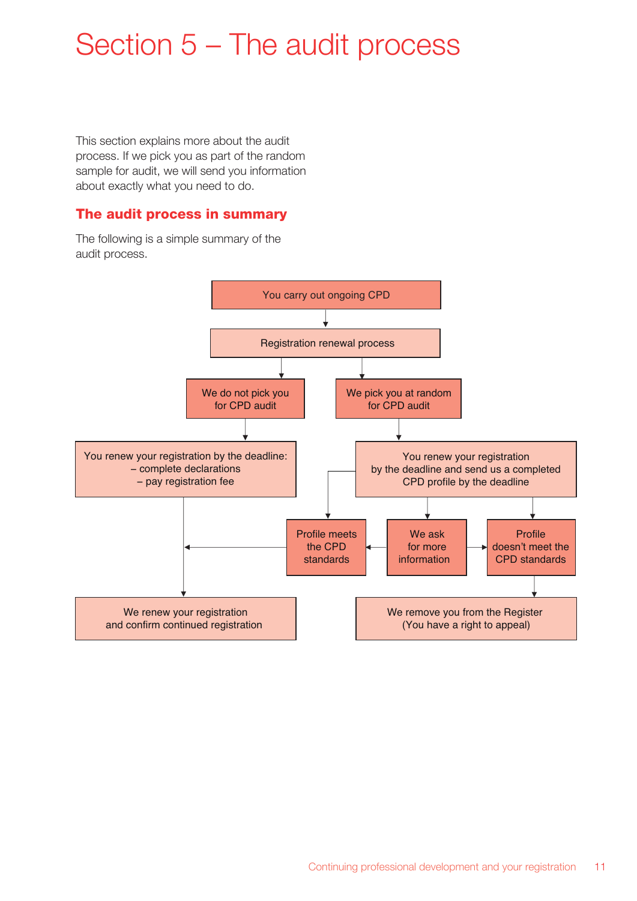# Section 5 – The audit process

This section explains more about the audit process. If we pick you as part of the random sample for audit, we will send you information about exactly what you need to do.

## The audit process in summary

The following is a simple summary of the audit process.

You carry out ongoing CPD

Registration renewal process

We do not pick you for CPD audit

We pick you at random for CPD audit

You renew your registration by the deadline:
– complete declarations
– pay registration fee

You renew your registration by the deadline and send us a completed CPD profile by the deadline

Profile meets the CPD standards

We ask for more information

Profile doesn't meet the CPD standards

We renew your registration and confirm continued registration

We remove you from the Register (You have a right to appeal)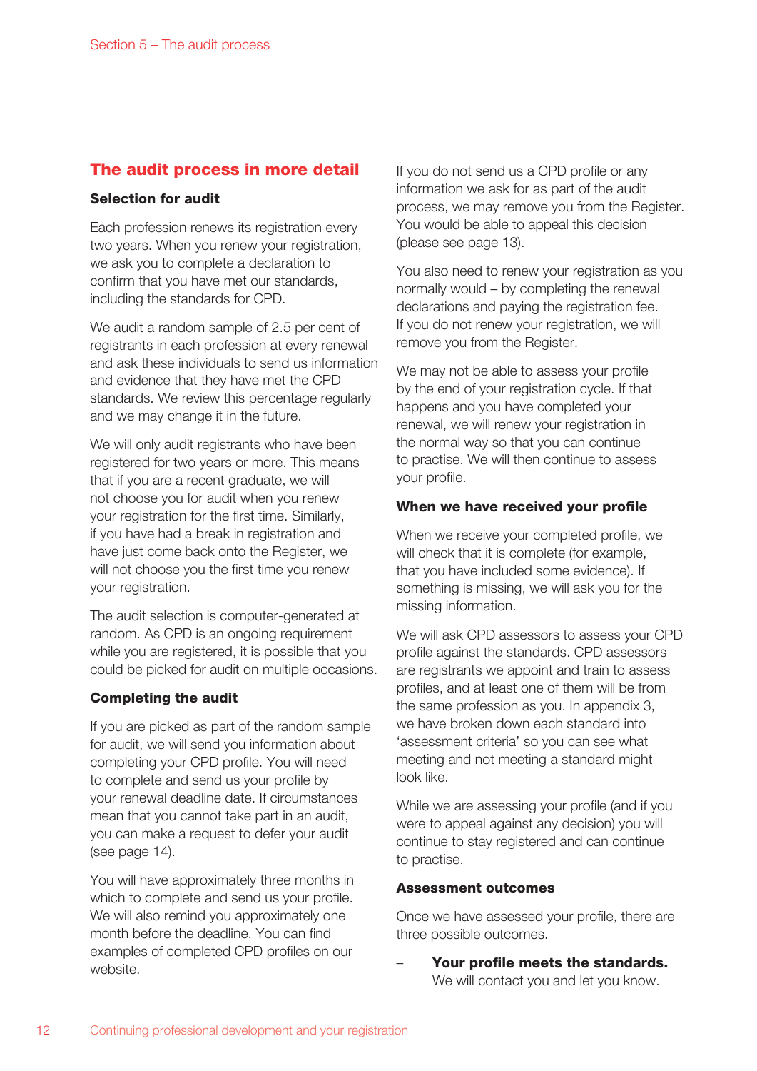## The audit process in more detail

### Selection for audit

Each profession renews its registration every two years. When you renew your registration, we ask you to complete a declaration to confirm that you have met our standards, including the standards for CPD.

We audit a random sample of 2.5 per cent of registrants in each profession at every renewal and ask these individuals to send us information and evidence that they have met the CPD standards. We review this percentage regularly and we may change it in the future.

We will only audit registrants who have been registered for two years or more. This means that if you are a recent graduate, we will not choose you for audit when you renew your registration for the first time. Similarly, if you have had a break in registration and have just come back onto the Register, we will not choose you the first time you renew your registration.

The audit selection is computer-generated at random. As CPD is an ongoing requirement while you are registered, it is possible that you could be picked for audit on multiple occasions.

### Completing the audit

If you are picked as part of the random sample for audit, we will send you information about completing your CPD profile. You will need to complete and send us your profile by your renewal deadline date. If circumstances mean that you cannot take part in an audit, you can make a request to defer your audit (see page 14).

You will have approximately three months in which to complete and send us your profile. We will also remind you approximately one month before the deadline. You can find examples of completed CPD profiles on our website.

If you do not send us a CPD profile or any information we ask for as part of the audit process, we may remove you from the Register. You would be able to appeal this decision (please see page 13).

You also need to renew your registration as you normally would – by completing the renewal declarations and paying the registration fee. If you do not renew your registration, we will remove you from the Register.

We may not be able to assess your profile by the end of your registration cycle. If that happens and you have completed your renewal, we will renew your registration in the normal way so that you can continue to practise. We will then continue to assess your profile.

### When we have received your profile

When we receive your completed profile, we will check that it is complete (for example, that you have included some evidence). If something is missing, we will ask you for the missing information.

We will ask CPD assessors to assess your CPD profile against the standards. CPD assessors are registrants we appoint and train to assess profiles, and at least one of them will be from the same profession as you. In appendix 3, we have broken down each standard into 'assessment criteria' so you can see what meeting and not meeting a standard might look like.

While we are assessing your profile (and if you were to appeal against any decision) you will continue to stay registered and can continue to practise.

### Assessment outcomes

Once we have assessed your profile, there are three possible outcomes.

- **Your profile meets the standards.** We will contact you and let you know.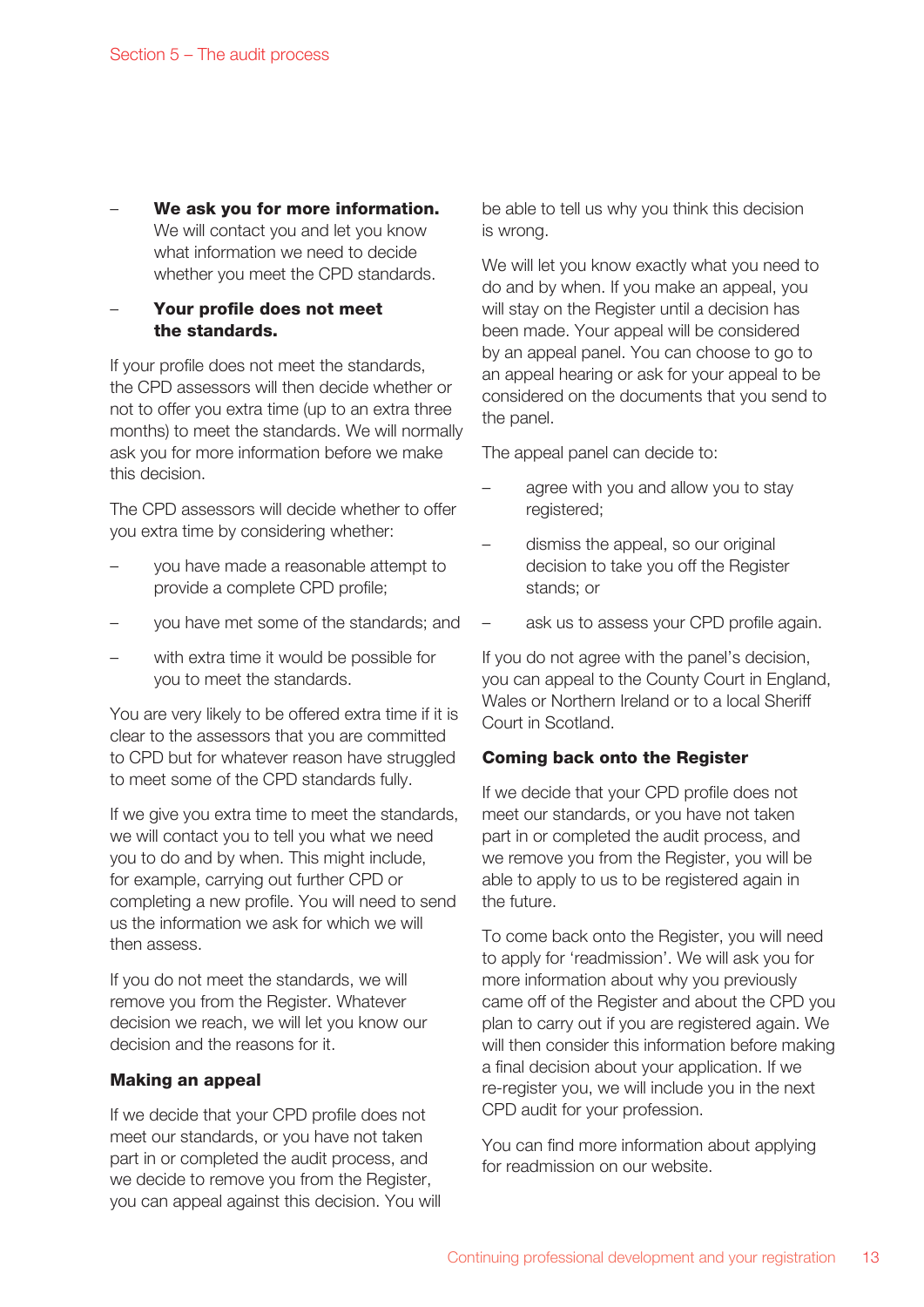- **We ask you for more information.** We will contact you and let you know what information we need to decide whether you meet the CPD standards.
- **Your profile does not meet the standards.**

If your profile does not meet the standards, the CPD assessors will then decide whether or not to offer you extra time (up to an extra three months) to meet the standards. We will normally ask you for more information before we make this decision.

The CPD assessors will decide whether to offer you extra time by considering whether:

- you have made a reasonable attempt to provide a complete CPD profile;
- you have met some of the standards; and
- with extra time it would be possible for you to meet the standards.

You are very likely to be offered extra time if it is clear to the assessors that you are committed to CPD but for whatever reason have struggled to meet some of the CPD standards fully.

If we give you extra time to meet the standards, we will contact you to tell you what we need you to do and by when. This might include, for example, carrying out further CPD or completing a new profile. You will need to send us the information we ask for which we will then assess.

If you do not meet the standards, we will remove you from the Register. Whatever decision we reach, we will let you know our decision and the reasons for it.

### Making an appeal

If we decide that your CPD profile does not meet our standards, or you have not taken part in or completed the audit process, and we decide to remove you from the Register, you can appeal against this decision. You will be able to tell us why you think this decision is wrong.

We will let you know exactly what you need to do and by when. If you make an appeal, you will stay on the Register until a decision has been made. Your appeal will be considered by an appeal panel. You can choose to go to an appeal hearing or ask for your appeal to be considered on the documents that you send to the panel.

The appeal panel can decide to:

- agree with you and allow you to stay registered;
- dismiss the appeal, so our original decision to take you off the Register stands; or
- ask us to assess your CPD profile again.

If you do not agree with the panel's decision, you can appeal to the County Court in England, Wales or Northern Ireland or to a local Sheriff Court in Scotland.

### Coming back onto the Register

If we decide that your CPD profile does not meet our standards, or you have not taken part in or completed the audit process, and we remove you from the Register, you will be able to apply to us to be registered again in the future.

To come back onto the Register, you will need to apply for 'readmission'. We will ask you for more information about why you previously came off of the Register and about the CPD you plan to carry out if you are registered again. We will then consider this information before making a final decision about your application. If we re-register you, we will include you in the next CPD audit for your profession.

You can find more information about applying for readmission on our website.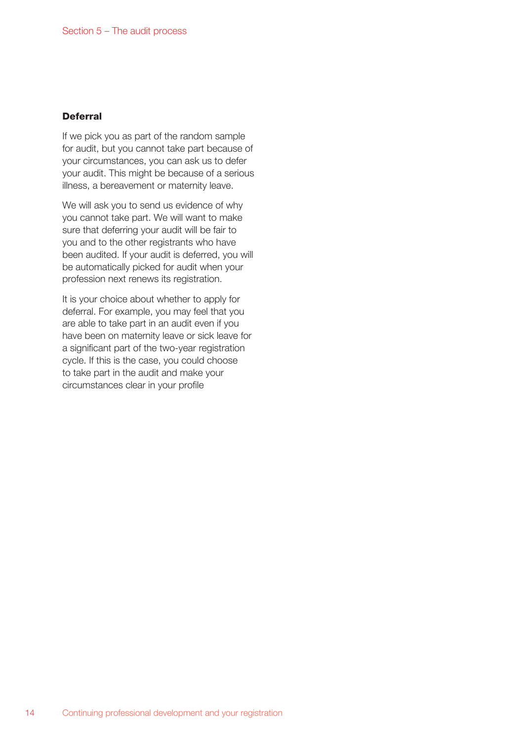### Deferral

If we pick you as part of the random sample for audit, but you cannot take part because of your circumstances, you can ask us to defer your audit. This might be because of a serious illness, a bereavement or maternity leave.

We will ask you to send us evidence of why you cannot take part. We will want to make sure that deferring your audit will be fair to you and to the other registrants who have been audited. If your audit is deferred, you will be automatically picked for audit when your profession next renews its registration.

It is your choice about whether to apply for deferral. For example, you may feel that you are able to take part in an audit even if you have been on maternity leave or sick leave for a significant part of the two-year registration cycle. If this is the case, you could choose to take part in the audit and make your circumstances clear in your profile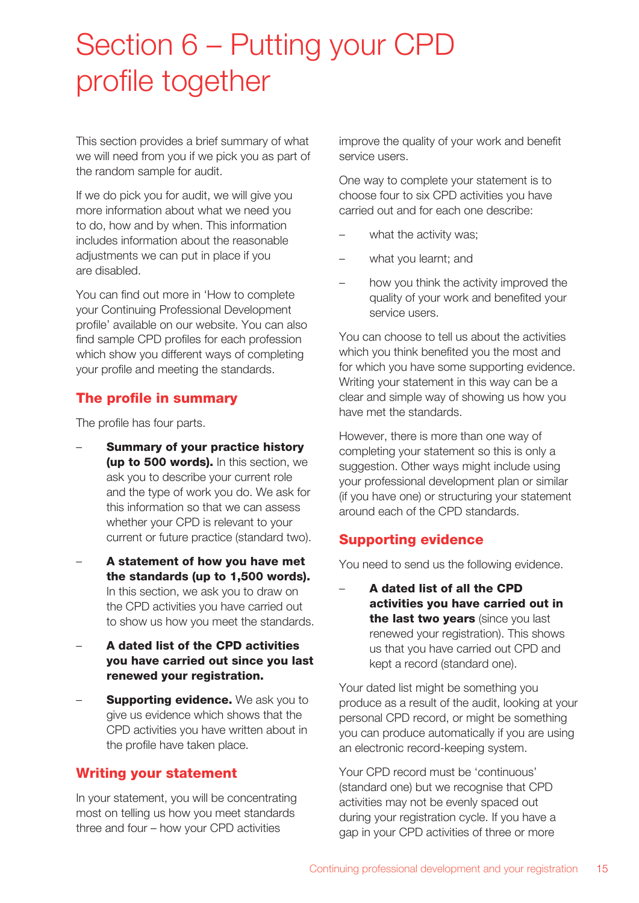# Section 6 – Putting your CPD profile together

This section provides a brief summary of what we will need from you if we pick you as part of the random sample for audit.

If we do pick you for audit, we will give you more information about what we need you to do, how and by when. This information includes information about the reasonable adjustments we can put in place if you are disabled.

You can find out more in 'How to complete your Continuing Professional Development profile' available on our website. You can also find sample CPD profiles for each profession which show you different ways of completing your profile and meeting the standards.

## The profile in summary

The profile has four parts.

- **Summary of your practice history (up to 500 words).** In this section, we ask you to describe your current role and the type of work you do. We ask for this information so that we can assess whether your CPD is relevant to your current or future practice (standard two).
- **A statement of how you have met the standards (up to 1,500 words).** In this section, we ask you to draw on the CPD activities you have carried out to show us how you meet the standards.
- **A dated list of the CPD activities you have carried out since you last renewed your registration.**
- **Supporting evidence.** We ask you to give us evidence which shows that the CPD activities you have written about in the profile have taken place.

## Writing your statement

In your statement, you will be concentrating most on telling us how you meet standards three and four – how your CPD activities improve the quality of your work and benefit service users.

One way to complete your statement is to choose four to six CPD activities you have carried out and for each one describe:

- what the activity was;
- what you learnt; and
- how you think the activity improved the quality of your work and benefited your service users.

You can choose to tell us about the activities which you think benefited you the most and for which you have some supporting evidence. Writing your statement in this way can be a clear and simple way of showing us how you have met the standards.

However, there is more than one way of completing your statement so this is only a suggestion. Other ways might include using your professional development plan or similar (if you have one) or structuring your statement around each of the CPD standards.

## Supporting evidence

You need to send us the following evidence.

- **A dated list of all the CPD activities you have carried out in the last two years** (since you last renewed your registration). This shows us that you have carried out CPD and kept a record (standard one).

Your dated list might be something you produce as a result of the audit, looking at your personal CPD record, or might be something you can produce automatically if you are using an electronic record-keeping system.

Your CPD record must be 'continuous' (standard one) but we recognise that CPD activities may not be evenly spaced out during your registration cycle. If you have a gap in your CPD activities of three or more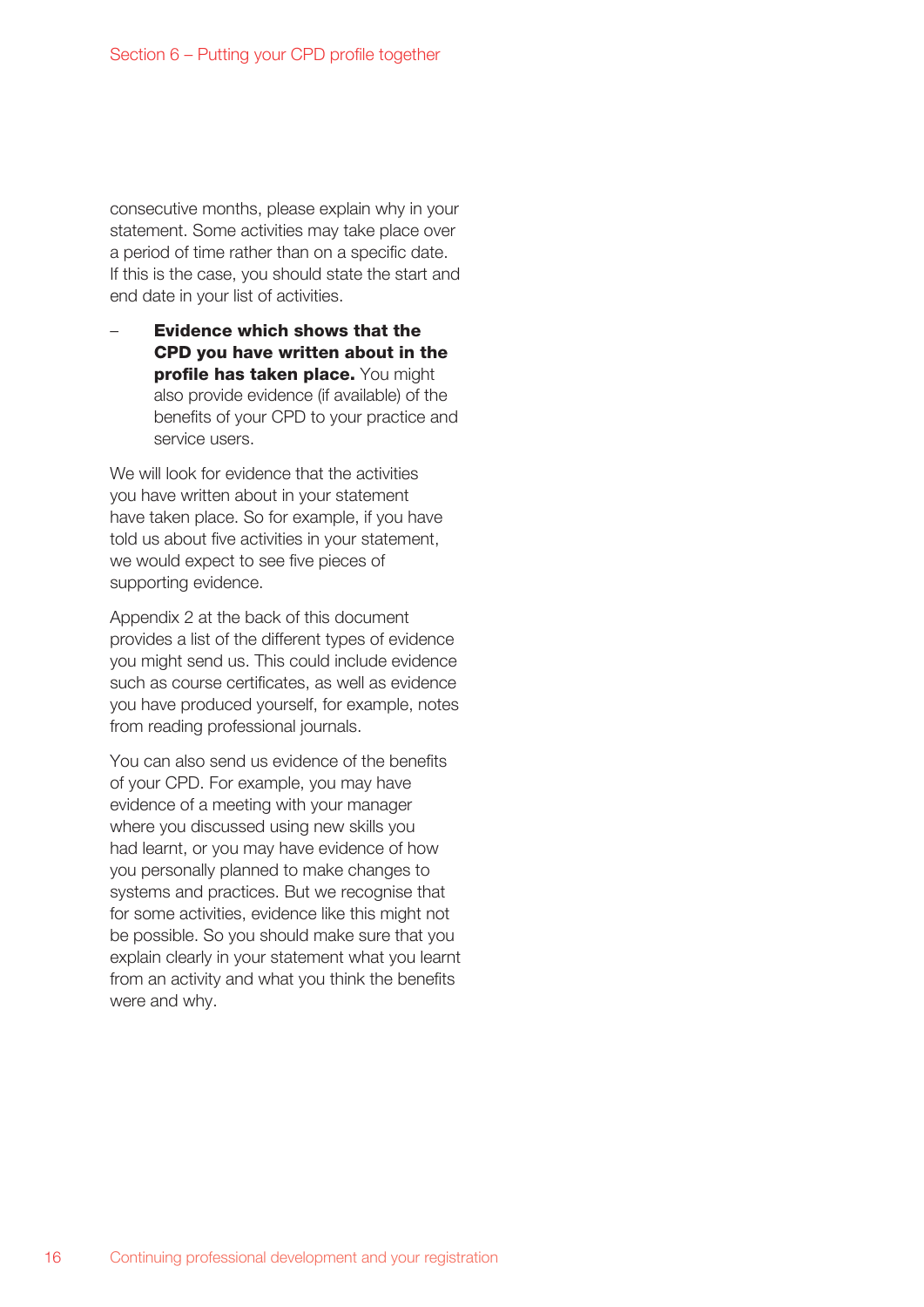consecutive months, please explain why in your statement. Some activities may take place over a period of time rather than on a specific date. If this is the case, you should state the start and end date in your list of activities.

– **Evidence which shows that the CPD you have written about in the profile has taken place.** You might also provide evidence (if available) of the benefits of your CPD to your practice and service users.

We will look for evidence that the activities you have written about in your statement have taken place. So for example, if you have told us about five activities in your statement, we would expect to see five pieces of supporting evidence.

Appendix 2 at the back of this document provides a list of the different types of evidence you might send us. This could include evidence such as course certificates, as well as evidence you have produced yourself, for example, notes from reading professional journals.

You can also send us evidence of the benefits of your CPD. For example, you may have evidence of a meeting with your manager where you discussed using new skills you had learnt, or you may have evidence of how you personally planned to make changes to systems and practices. But we recognise that for some activities, evidence like this might not be possible. So you should make sure that you explain clearly in your statement what you learnt from an activity and what you think the benefits were and why.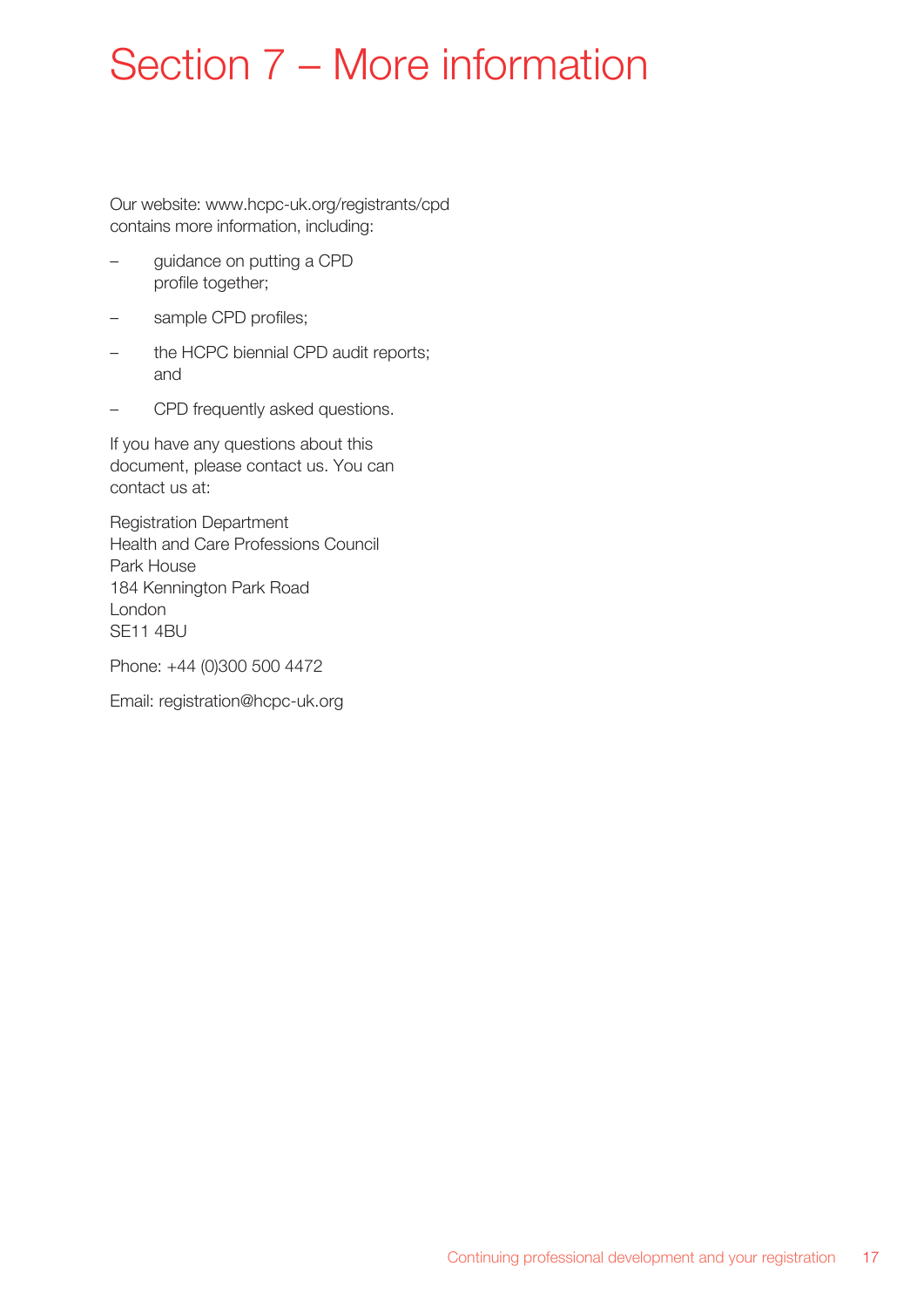# Section 7 – More information

Our website: www.hcpc-uk.org/registrants/cpd contains more information, including:

- guidance on putting a CPD profile together;
- sample CPD profiles;
- the HCPC biennial CPD audit reports; and
- CPD frequently asked questions.

If you have any questions about this document, please contact us. You can contact us at:

Registration Department  
Health and Care Professions Council  
Park House  
184 Kennington Park Road  
London  
SE11 4BU

Phone: +44 (0)300 500 4472

Email: registration@hcpc-uk.org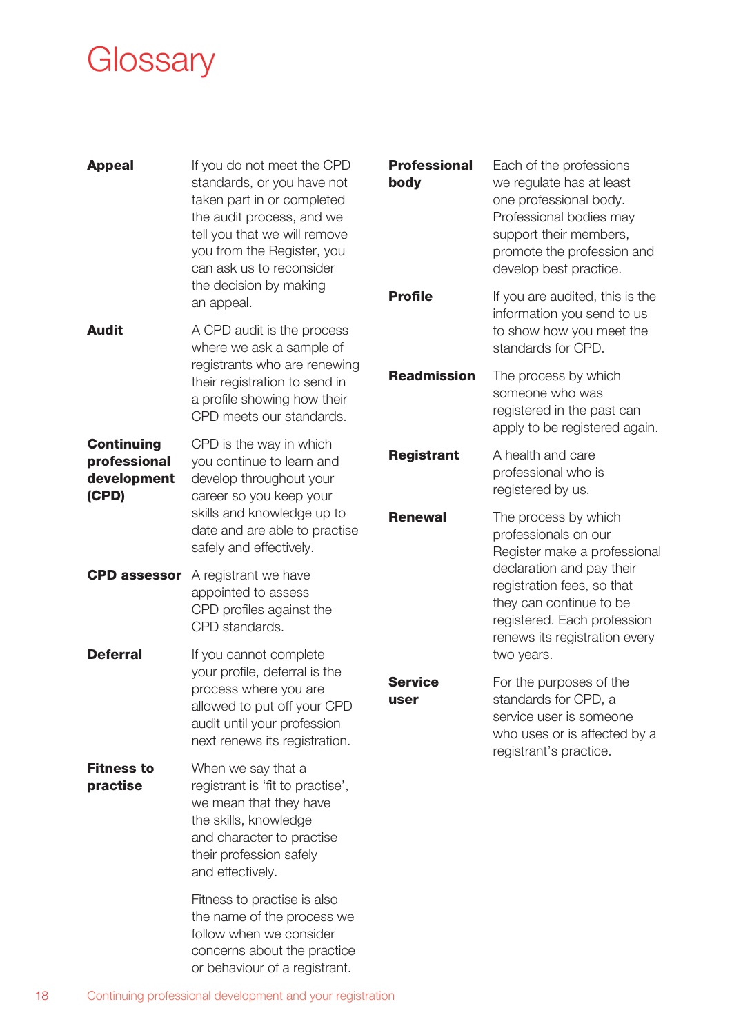# Glossary

**Appeal**
If you do not meet the CPD standards, or you have not taken part in or completed the audit process, and we tell you that we will remove you from the Register, you can ask us to reconsider the decision by making an appeal.

**Audit**
A CPD audit is the process where we ask a sample of registrants who are renewing their registration to send in a profile showing how their CPD meets our standards.

**Continuing professional development (CPD)**
CPD is the way in which you continue to learn and develop throughout your career so you keep your skills and knowledge up to date and are able to practise safely and effectively.

**CPD assessor**
A registrant we have appointed to assess CPD profiles against the CPD standards.

**Deferral**
If you cannot complete your profile, deferral is the process where you are allowed to put off your CPD audit until your profession next renews its registration.

**Fitness to practise**
When we say that a registrant is 'fit to practise', we mean that they have the skills, knowledge and character to practise their profession safely and effectively.

Fitness to practise is also the name of the process we follow when we consider concerns about the practice or behaviour of a registrant.

**Professional body**
Each of the professions we regulate has at least one professional body. Professional bodies may support their members, promote the profession and develop best practice.

**Profile**
If you are audited, this is the information you send to us to show how you meet the standards for CPD.

**Readmission**
The process by which someone who was registered in the past can apply to be registered again.

**Registrant**
A health and care professional who is registered by us.

**Renewal**
The process by which professionals on our Register make a professional declaration and pay their registration fees, so that they can continue to be registered. Each profession renews its registration every two years.

**Service user**
For the purposes of the standards for CPD, a service user is someone who uses or is affected by a registrant's practice.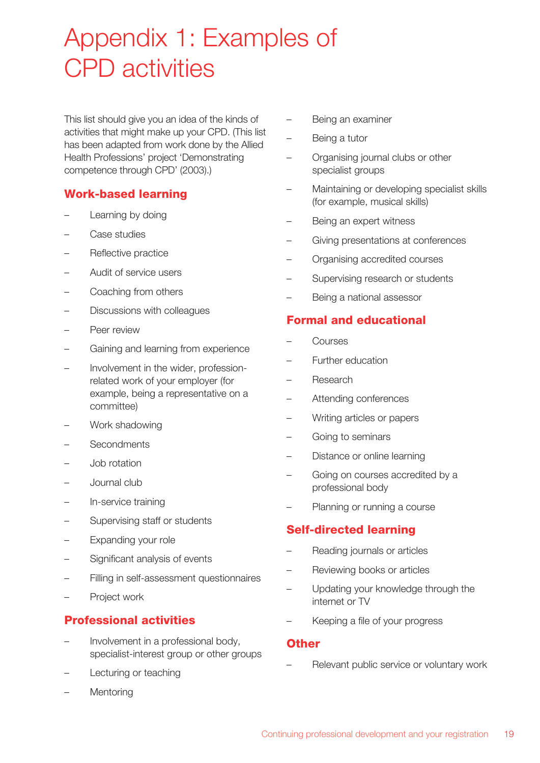# Appendix 1: Examples of CPD activities

This list should give you an idea of the kinds of activities that might make up your CPD. (This list has been adapted from work done by the Allied Health Professions' project 'Demonstrating competence through CPD' (2003).)

## Work-based learning

- Learning by doing
- Case studies
- Reflective practice
- Audit of service users
- Coaching from others
- Discussions with colleagues
- Peer review
- Gaining and learning from experience
- Involvement in the wider, profession-related work of your employer (for example, being a representative on a committee)
- Work shadowing
- Secondments
- Job rotation
- Journal club
- In-service training
- Supervising staff or students
- Expanding your role
- Significant analysis of events
- Filling in self-assessment questionnaires
- Project work

## Professional activities

- Involvement in a professional body, specialist-interest group or other groups
- Lecturing or teaching
- Mentoring
- Being an examiner
- Being a tutor
- Organising journal clubs or other specialist groups
- Maintaining or developing specialist skills (for example, musical skills)
- Being an expert witness
- Giving presentations at conferences
- Organising accredited courses
- Supervising research or students
- Being a national assessor

## Formal and educational

- Courses
- Further education
- Research
- Attending conferences
- Writing articles or papers
- Going to seminars
- Distance or online learning
- Going on courses accredited by a professional body
- Planning or running a course

## Self-directed learning

- Reading journals or articles
- Reviewing books or articles
- Updating your knowledge through the internet or TV
- Keeping a file of your progress

## Other

- Relevant public service or voluntary work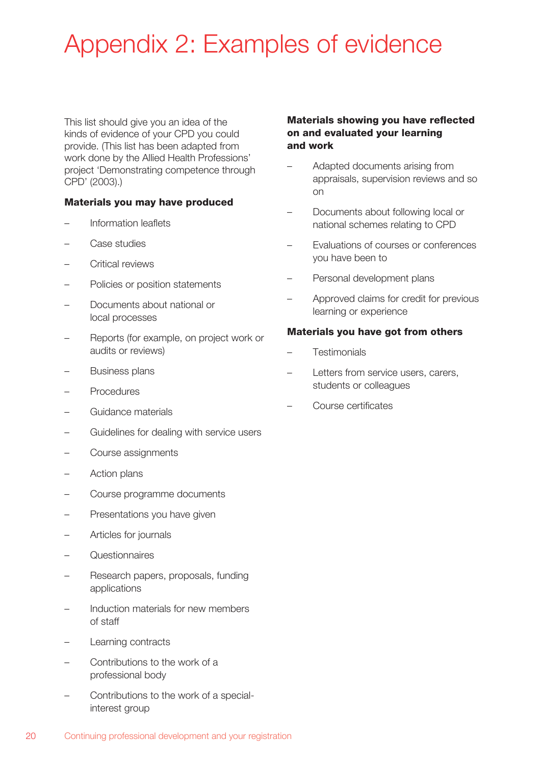# Appendix 2: Examples of evidence

This list should give you an idea of the kinds of evidence of your CPD you could provide. (This list has been adapted from work done by the Allied Health Professions' project 'Demonstrating competence through CPD' (2003).)

**Materials you may have produced**

- Information leaflets
- Case studies
- Critical reviews
- Policies or position statements
- Documents about national or local processes
- Reports (for example, on project work or audits or reviews)
- Business plans
- Procedures
- Guidance materials
- Guidelines for dealing with service users
- Course assignments
- Action plans
- Course programme documents
- Presentations you have given
- Articles for journals
- Questionnaires
- Research papers, proposals, funding applications
- Induction materials for new members of staff
- Learning contracts
- Contributions to the work of a professional body
- Contributions to the work of a special-interest group

**Materials showing you have reflected on and evaluated your learning and work**

- Adapted documents arising from appraisals, supervision reviews and so on
- Documents about following local or national schemes relating to CPD
- Evaluations of courses or conferences you have been to
- Personal development plans
- Approved claims for credit for previous learning or experience

**Materials you have got from others**

- Testimonials
- Letters from service users, carers, students or colleagues
- Course certificates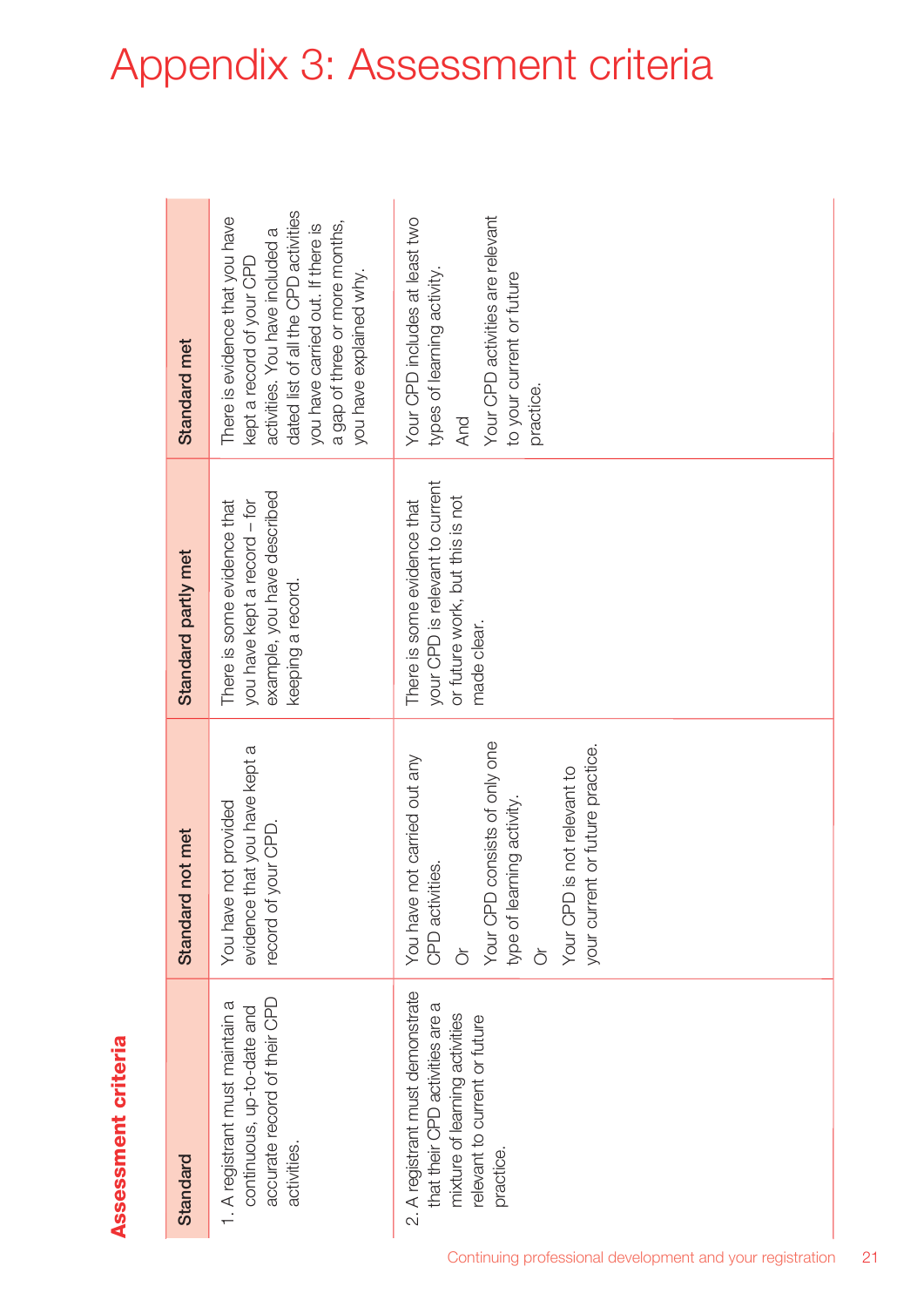# Appendix 3: Assessment criteria

## Assessment criteria

| Standard | Standard not met | Standard partly met | Standard met |
|---|---|---|---|
| 1. A registrant must maintain a continuous, up-to-date and accurate record of their CPD activities. | You have not provided evidence that you have kept a record of your CPD. | There is some evidence that you have kept a record – for example, you have described keeping a record. | There is evidence that you have kept a record of your CPD activities. You have included a dated list of all the CPD activities you have carried out. If there is a gap of three or more months, you have explained why. |
| 2. A registrant must demonstrate that their CPD activities are a mixture of learning activities relevant to current or future practice. | You have not carried out any CPD activities.<br>Or<br>Your CPD consists of only one type of learning activity.<br>Or<br>Your CPD is not relevant to your current or future practice. | There is some evidence that your CPD is relevant to current or future work, but this is not made clear. | Your CPD includes at least two types of learning activity.<br>And<br>Your CPD activities are relevant to your current or future practice. |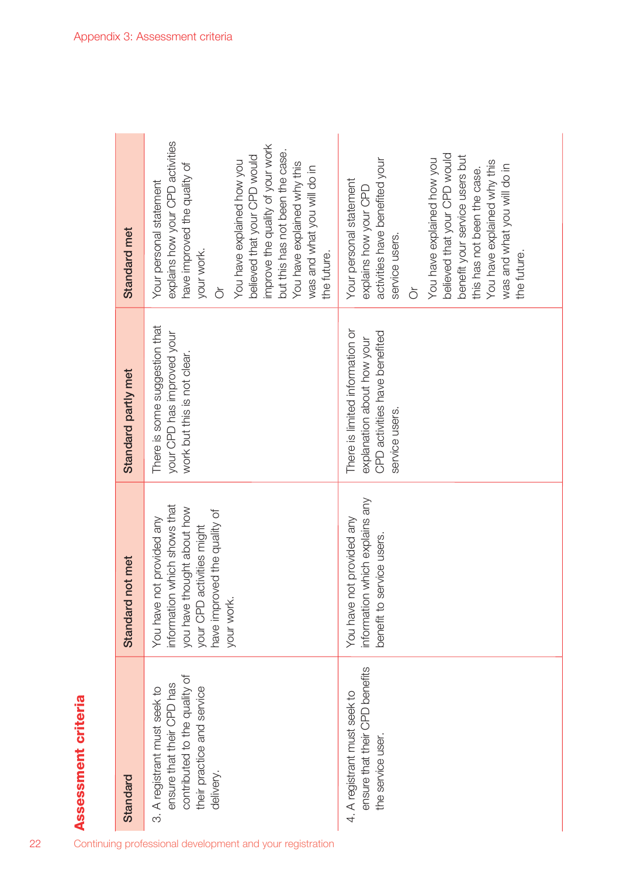## Assessment criteria

| Standard | Standard not met | Standard partly met | Standard met |
| --- | --- | --- | --- |
| 3. A registrant must seek to ensure that their CPD has contributed to the quality of their practice and service delivery. | You have not provided any information which shows that you have thought about how your CPD activities might have improved the quality of your work. | There is some suggestion that your CPD has improved your work but this is not clear. | Your personal statement explains how your CPD activities have improved the quality of your work.<br><br>Or<br><br>You have explained how you believed that your CPD would improve the quality of your work but this has not been the case. You have explained why this was and what you will do in the future. |
| 4. A registrant must seek to ensure that their CPD benefits the service user. | You have not provided any information which explains any benefit to service users. | There is limited information or explanation about how your CPD activities have benefited service users. | Your personal statement explains how your CPD activities have benefited your service users.<br><br>Or<br><br>You have explained how you believed that your CPD would benefit your service users but this has not been the case. You have explained why this was and what you will do in the future. |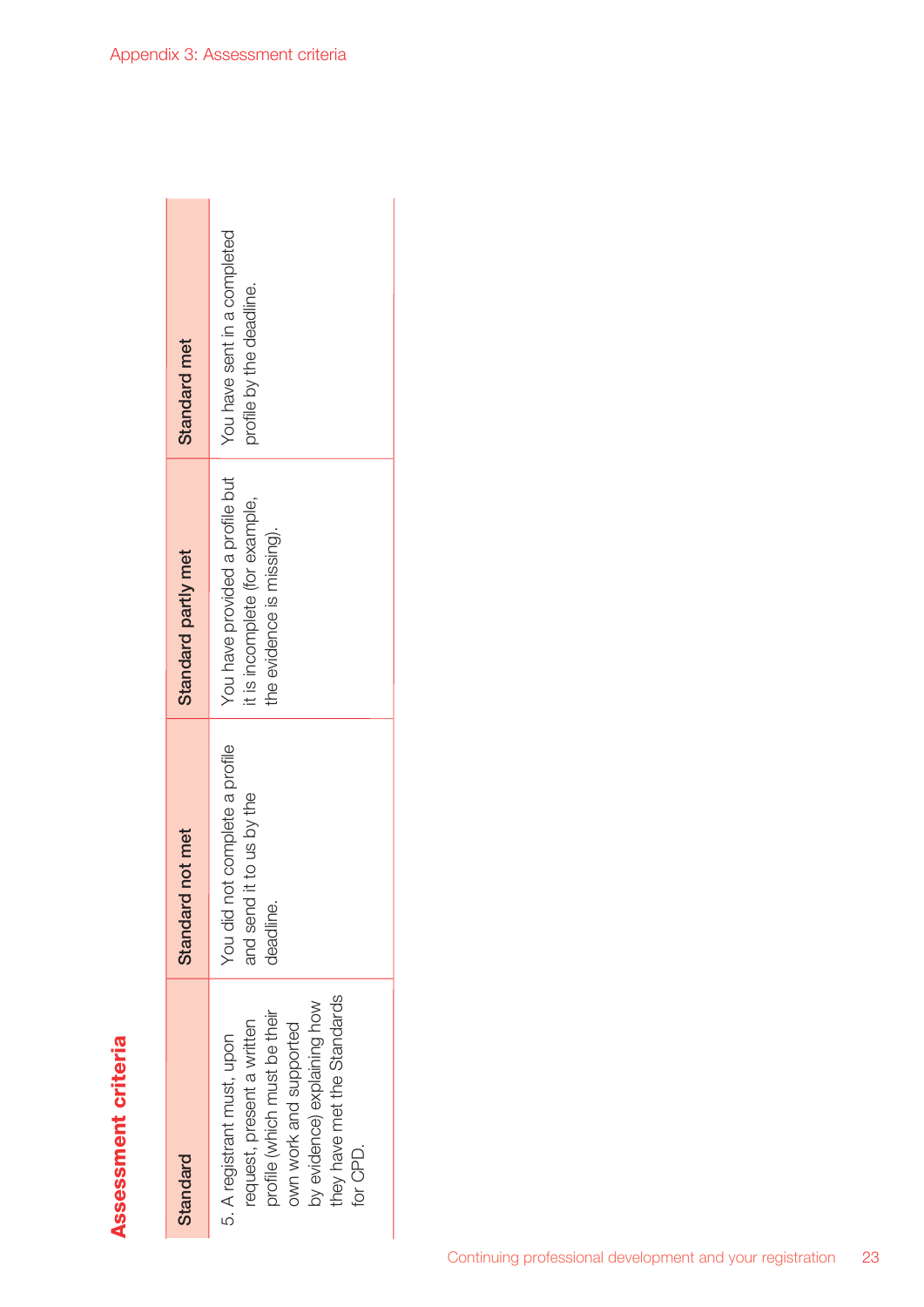## Assessment criteria

| Standard | Standard not met | Standard partly met | Standard met |
|---|---|---|---|
| 5. A registrant must, upon request, present a written profile (which must be their own work and supported by evidence) explaining how they have met the Standards for CPD. | You did not complete a profile and send it to us by the deadline. | You have provided a profile but it is incomplete (for example, the evidence is missing). | You have sent in a completed profile by the deadline. |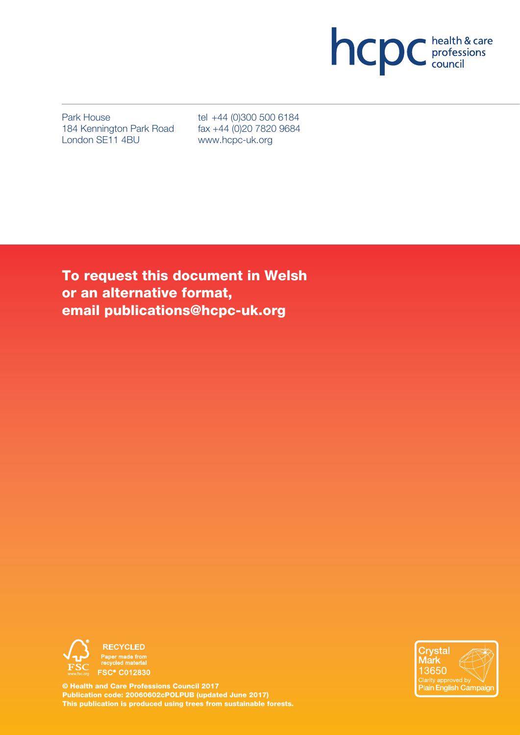hcpc health & care professions council

Park House
184 Kennington Park Road
London SE11 4BU

tel +44 (0)300 500 6184
fax +44 (0)20 7820 9684
www.hcpc-uk.org

**To request this document in Welsh or an alternative format, email publications@hcpc-uk.org**

RECYCLED
Paper made from recycled material
FSC® C012830

**© Health and Care Professions Council 2017**
**Publication code: 20060602cPOLPUB (updated June 2017)**
**This publication is produced using trees from sustainable forests.**

Crystal Mark 13650
Clarity approved by Plain English Campaign